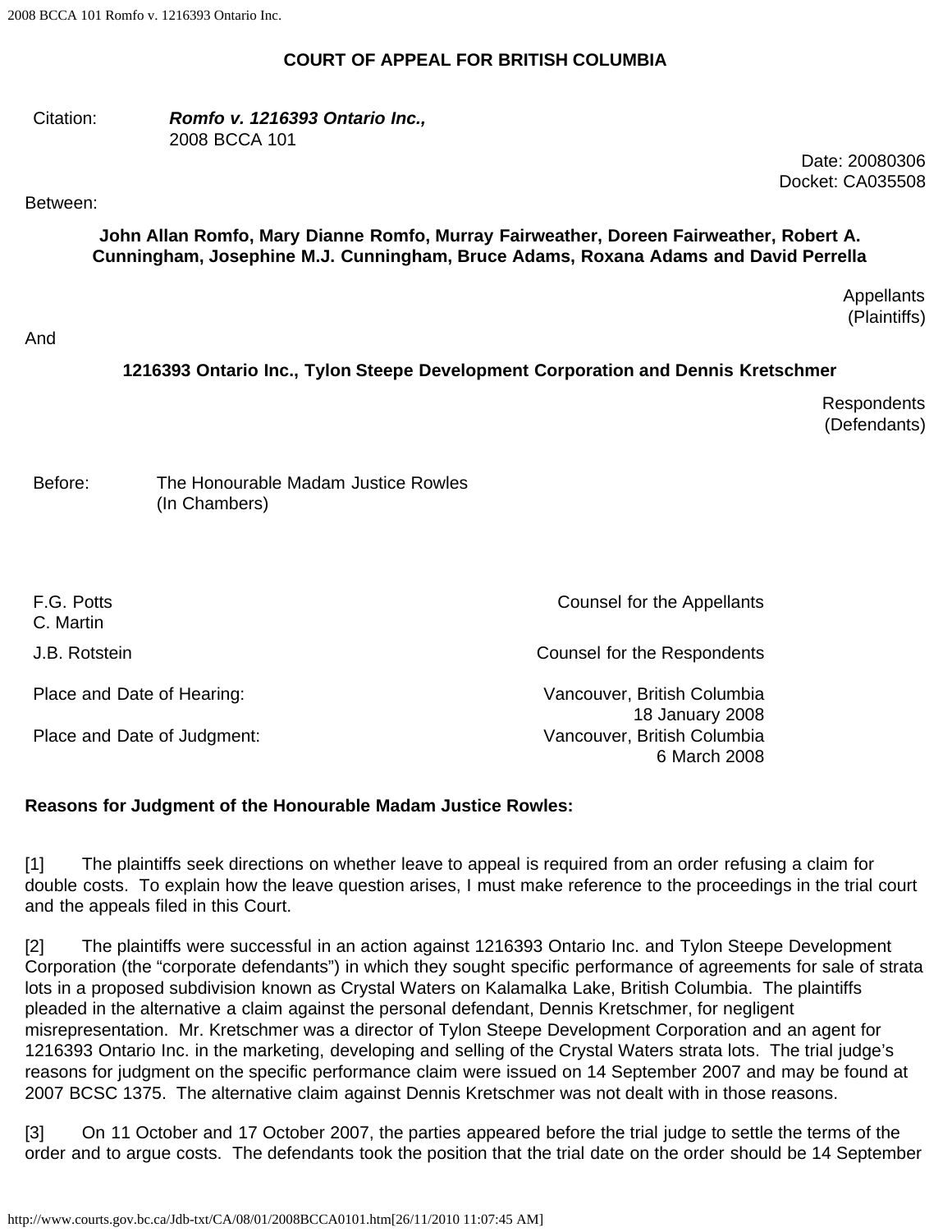**COURT OF APPEAL FOR BRITISH COLUMBIA**

| | |
|---|---|
| Citation: | ***Romfo v. 1216393 Ontario Inc.,*** 2008 BCCA 101 |

Date: 20080306
Docket: CA035508

Between:

**John Allan Romfo, Mary Dianne Romfo, Murray Fairweather, Doreen Fairweather, Robert A. Cunningham, Josephine M.J. Cunningham, Bruce Adams, Roxana Adams and David Perrella**

Appellants
(Plaintiffs)

And

**1216393 Ontario Inc., Tylon Steepe Development Corporation and Dennis Kretschmer**

Respondents
(Defendants)

| | |
|---|---|
| Before: | The Honourable Madam Justice Rowles (In Chambers) |

| | |
|---|---|
| F.G. Potts<br>C. Martin | Counsel for the Appellants |
| J.B. Rotstein | Counsel for the Respondents |
| Place and Date of Hearing: | Vancouver, British Columbia<br>18 January 2008 |
| Place and Date of Judgment: | Vancouver, British Columbia<br>6 March 2008 |

**Reasons for Judgment of the Honourable Madam Justice Rowles:**

[1] The plaintiffs seek directions on whether leave to appeal is required from an order refusing a claim for double costs. To explain how the leave question arises, I must make reference to the proceedings in the trial court and the appeals filed in this Court.

[2] The plaintiffs were successful in an action against 1216393 Ontario Inc. and Tylon Steepe Development Corporation (the "corporate defendants") in which they sought specific performance of agreements for sale of strata lots in a proposed subdivision known as Crystal Waters on Kalamalka Lake, British Columbia. The plaintiffs pleaded in the alternative a claim against the personal defendant, Dennis Kretschmer, for negligent misrepresentation. Mr. Kretschmer was a director of Tylon Steepe Development Corporation and an agent for 1216393 Ontario Inc. in the marketing, developing and selling of the Crystal Waters strata lots. The trial judge's reasons for judgment on the specific performance claim were issued on 14 September 2007 and may be found at 2007 BCSC 1375. The alternative claim against Dennis Kretschmer was not dealt with in those reasons.

[3] On 11 October and 17 October 2007, the parties appeared before the trial judge to settle the terms of the order and to argue costs. The defendants took the position that the trial date on the order should be 14 September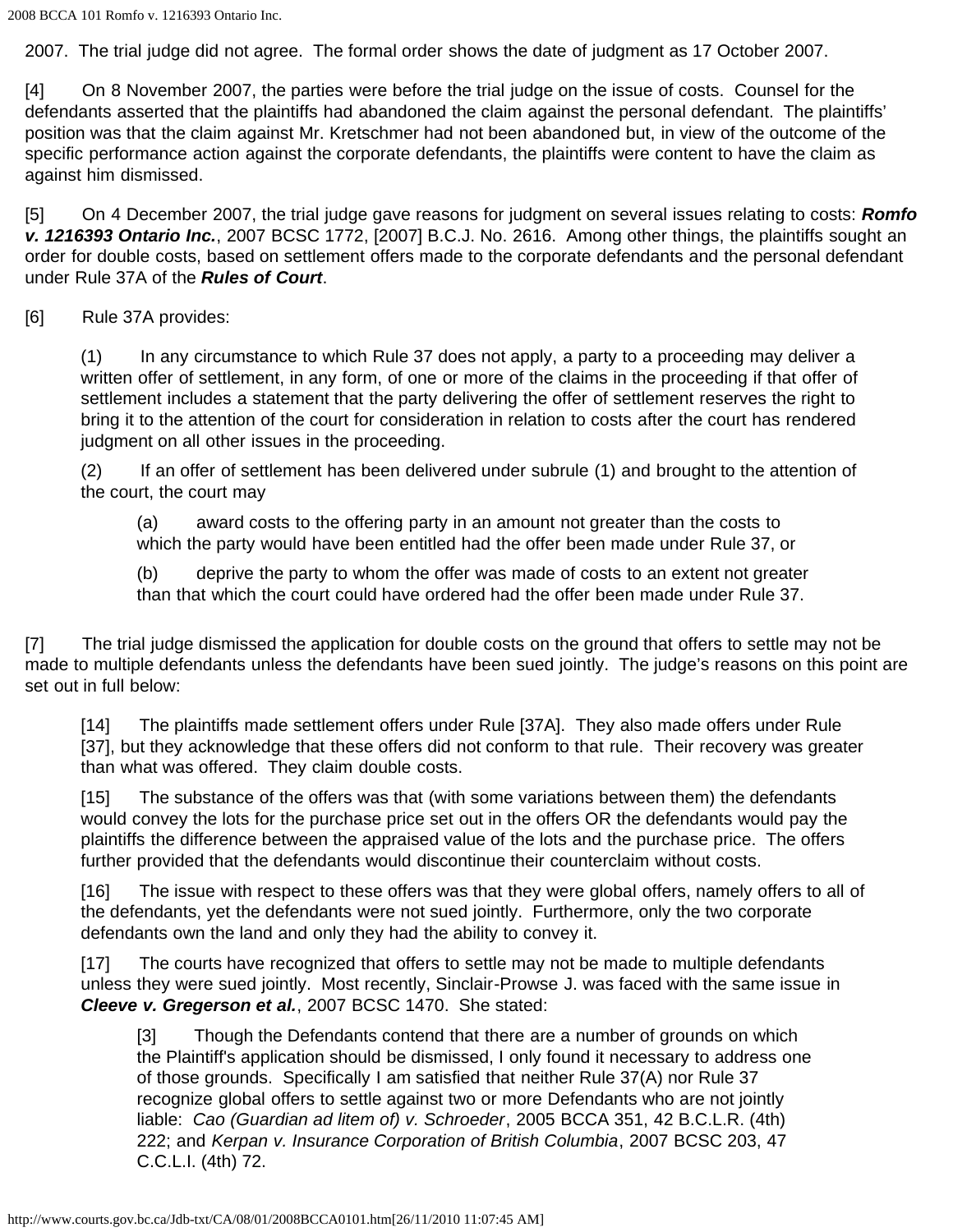2007. The trial judge did not agree. The formal order shows the date of judgment as 17 October 2007.

[4] On 8 November 2007, the parties were before the trial judge on the issue of costs. Counsel for the defendants asserted that the plaintiffs had abandoned the claim against the personal defendant. The plaintiffs' position was that the claim against Mr. Kretschmer had not been abandoned but, in view of the outcome of the specific performance action against the corporate defendants, the plaintiffs were content to have the claim as against him dismissed.

[5] On 4 December 2007, the trial judge gave reasons for judgment on several issues relating to costs: ***Romfo v. 1216393 Ontario Inc.***, 2007 BCSC 1772, [2007] B.C.J. No. 2616. Among other things, the plaintiffs sought an order for double costs, based on settlement offers made to the corporate defendants and the personal defendant under Rule 37A of the ***Rules of Court***.

[6] Rule 37A provides:

> (1) In any circumstance to which Rule 37 does not apply, a party to a proceeding may deliver a written offer of settlement, in any form, of one or more of the claims in the proceeding if that offer of settlement includes a statement that the party delivering the offer of settlement reserves the right to bring it to the attention of the court for consideration in relation to costs after the court has rendered judgment on all other issues in the proceeding.
>
> (2) If an offer of settlement has been delivered under subrule (1) and brought to the attention of the court, the court may
>
> > (a) award costs to the offering party in an amount not greater than the costs to which the party would have been entitled had the offer been made under Rule 37, or
> >
> > (b) deprive the party to whom the offer was made of costs to an extent not greater than that which the court could have ordered had the offer been made under Rule 37.

[7] The trial judge dismissed the application for double costs on the ground that offers to settle may not be made to multiple defendants unless the defendants have been sued jointly. The judge's reasons on this point are set out in full below:

> [14] The plaintiffs made settlement offers under Rule [37A]. They also made offers under Rule [37], but they acknowledge that these offers did not conform to that rule. Their recovery was greater than what was offered. They claim double costs.
>
> [15] The substance of the offers was that (with some variations between them) the defendants would convey the lots for the purchase price set out in the offers OR the defendants would pay the plaintiffs the difference between the appraised value of the lots and the purchase price. The offers further provided that the defendants would discontinue their counterclaim without costs.
>
> [16] The issue with respect to these offers was that they were global offers, namely offers to all of the defendants, yet the defendants were not sued jointly. Furthermore, only the two corporate defendants own the land and only they had the ability to convey it.
>
> [17] The courts have recognized that offers to settle may not be made to multiple defendants unless they were sued jointly. Most recently, Sinclair-Prowse J. was faced with the same issue in ***Cleeve v. Gregerson et al.***, 2007 BCSC 1470. She stated:
>
> > [3] Though the Defendants contend that there are a number of grounds on which the Plaintiff's application should be dismissed, I only found it necessary to address one of those grounds. Specifically I am satisfied that neither Rule 37(A) nor Rule 37 recognize global offers to settle against two or more Defendants who are not jointly liable: *Cao (Guardian ad litem of) v. Schroeder*, 2005 BCCA 351, 42 B.C.L.R. (4th) 222; and *Kerpan v. Insurance Corporation of British Columbia*, 2007 BCSC 203, 47 C.C.L.I. (4th) 72.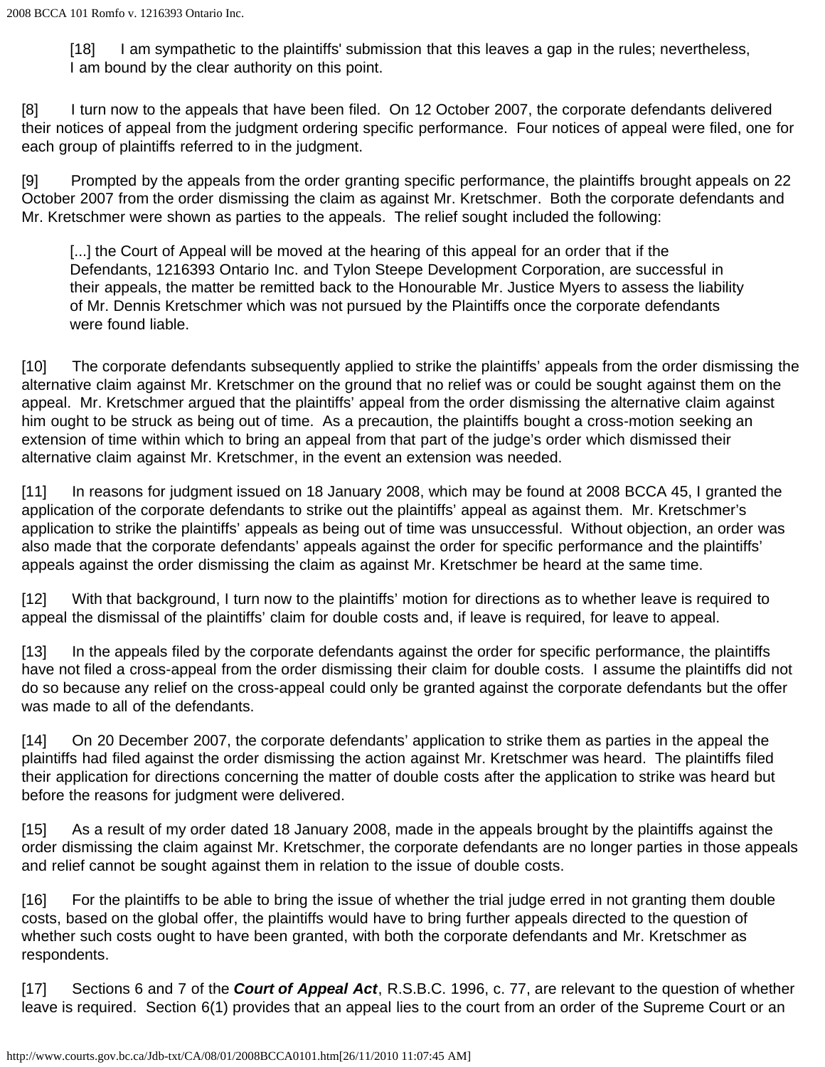> [18] I am sympathetic to the plaintiffs' submission that this leaves a gap in the rules; nevertheless, I am bound by the clear authority on this point.

[8] I turn now to the appeals that have been filed. On 12 October 2007, the corporate defendants delivered their notices of appeal from the judgment ordering specific performance. Four notices of appeal were filed, one for each group of plaintiffs referred to in the judgment.

[9] Prompted by the appeals from the order granting specific performance, the plaintiffs brought appeals on 22 October 2007 from the order dismissing the claim as against Mr. Kretschmer. Both the corporate defendants and Mr. Kretschmer were shown as parties to the appeals. The relief sought included the following:

> [...] the Court of Appeal will be moved at the hearing of this appeal for an order that if the Defendants, 1216393 Ontario Inc. and Tylon Steepe Development Corporation, are successful in their appeals, the matter be remitted back to the Honourable Mr. Justice Myers to assess the liability of Mr. Dennis Kretschmer which was not pursued by the Plaintiffs once the corporate defendants were found liable.

[10] The corporate defendants subsequently applied to strike the plaintiffs' appeals from the order dismissing the alternative claim against Mr. Kretschmer on the ground that no relief was or could be sought against them on the appeal. Mr. Kretschmer argued that the plaintiffs' appeal from the order dismissing the alternative claim against him ought to be struck as being out of time. As a precaution, the plaintiffs bought a cross-motion seeking an extension of time within which to bring an appeal from that part of the judge's order which dismissed their alternative claim against Mr. Kretschmer, in the event an extension was needed.

[11] In reasons for judgment issued on 18 January 2008, which may be found at 2008 BCCA 45, I granted the application of the corporate defendants to strike out the plaintiffs' appeal as against them. Mr. Kretschmer's application to strike the plaintiffs' appeals as being out of time was unsuccessful. Without objection, an order was also made that the corporate defendants' appeals against the order for specific performance and the plaintiffs' appeals against the order dismissing the claim as against Mr. Kretschmer be heard at the same time.

[12] With that background, I turn now to the plaintiffs' motion for directions as to whether leave is required to appeal the dismissal of the plaintiffs' claim for double costs and, if leave is required, for leave to appeal.

[13] In the appeals filed by the corporate defendants against the order for specific performance, the plaintiffs have not filed a cross-appeal from the order dismissing their claim for double costs. I assume the plaintiffs did not do so because any relief on the cross-appeal could only be granted against the corporate defendants but the offer was made to all of the defendants.

[14] On 20 December 2007, the corporate defendants' application to strike them as parties in the appeal the plaintiffs had filed against the order dismissing the action against Mr. Kretschmer was heard. The plaintiffs filed their application for directions concerning the matter of double costs after the application to strike was heard but before the reasons for judgment were delivered.

[15] As a result of my order dated 18 January 2008, made in the appeals brought by the plaintiffs against the order dismissing the claim against Mr. Kretschmer, the corporate defendants are no longer parties in those appeals and relief cannot be sought against them in relation to the issue of double costs.

[16] For the plaintiffs to be able to bring the issue of whether the trial judge erred in not granting them double costs, based on the global offer, the plaintiffs would have to bring further appeals directed to the question of whether such costs ought to have been granted, with both the corporate defendants and Mr. Kretschmer as respondents.

[17] Sections 6 and 7 of the ***Court of Appeal Act***, R.S.B.C. 1996, c. 77, are relevant to the question of whether leave is required. Section 6(1) provides that an appeal lies to the court from an order of the Supreme Court or an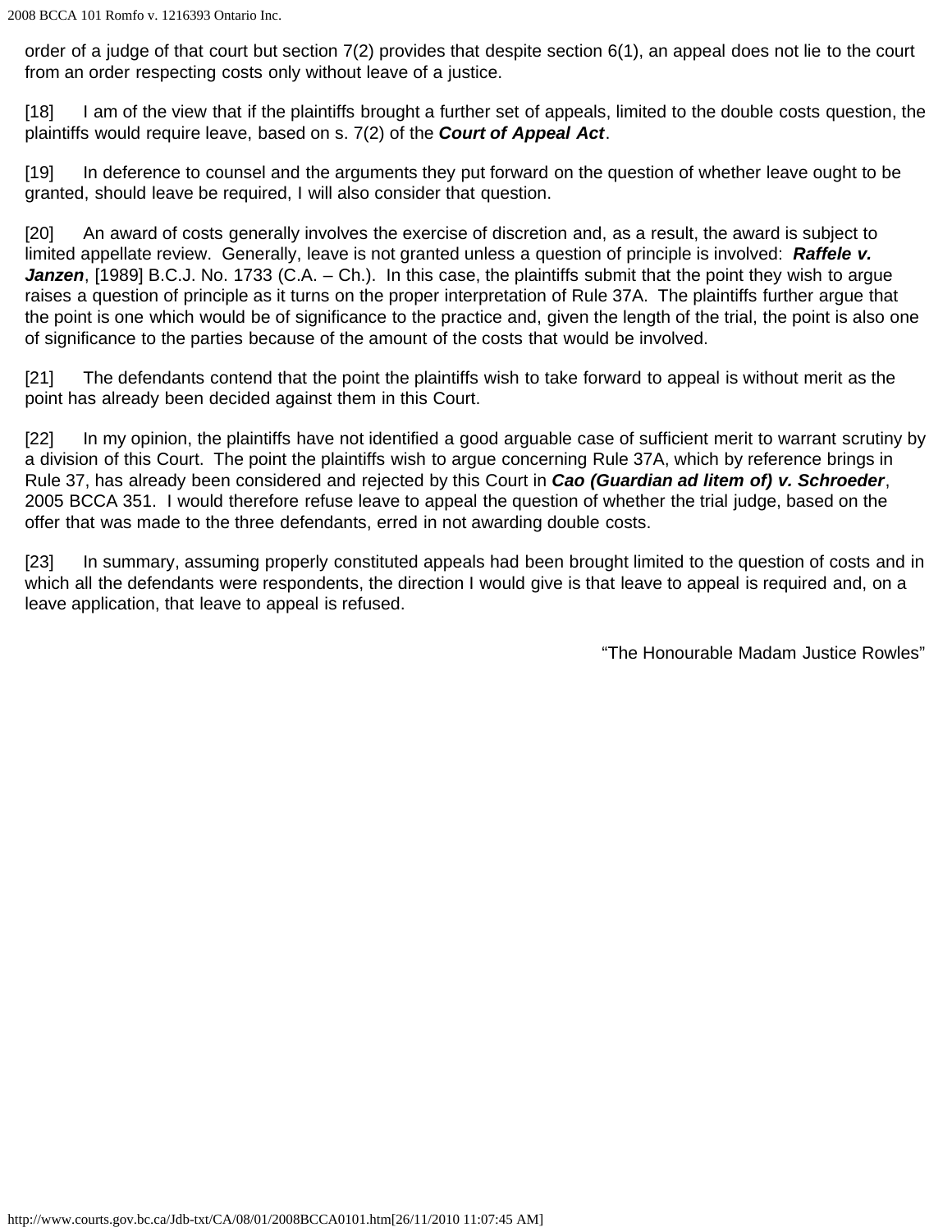order of a judge of that court but section 7(2) provides that despite section 6(1), an appeal does not lie to the court from an order respecting costs only without leave of a justice.

[18]      I am of the view that if the plaintiffs brought a further set of appeals, limited to the double costs question, the plaintiffs would require leave, based on s. 7(2) of the ***Court of Appeal Act***.

[19]      In deference to counsel and the arguments they put forward on the question of whether leave ought to be granted, should leave be required, I will also consider that question.

[20]      An award of costs generally involves the exercise of discretion and, as a result, the award is subject to limited appellate review.  Generally, leave is not granted unless a question of principle is involved:  ***Raffele v. Janzen***, [1989] B.C.J. No. 1733 (C.A. – Ch.).  In this case, the plaintiffs submit that the point they wish to argue raises a question of principle as it turns on the proper interpretation of Rule 37A.  The plaintiffs further argue that the point is one which would be of significance to the practice and, given the length of the trial, the point is also one of significance to the parties because of the amount of the costs that would be involved.

[21]      The defendants contend that the point the plaintiffs wish to take forward to appeal is without merit as the point has already been decided against them in this Court.

[22]      In my opinion, the plaintiffs have not identified a good arguable case of sufficient merit to warrant scrutiny by a division of this Court.  The point the plaintiffs wish to argue concerning Rule 37A, which by reference brings in Rule 37, has already been considered and rejected by this Court in ***Cao (Guardian ad litem of) v. Schroeder***, 2005 BCCA 351.  I would therefore refuse leave to appeal the question of whether the trial judge, based on the offer that was made to the three defendants, erred in not awarding double costs.

[23]      In summary, assuming properly constituted appeals had been brought limited to the question of costs and in which all the defendants were respondents, the direction I would give is that leave to appeal is required and, on a leave application, that leave to appeal is refused.

“The Honourable Madam Justice Rowles”